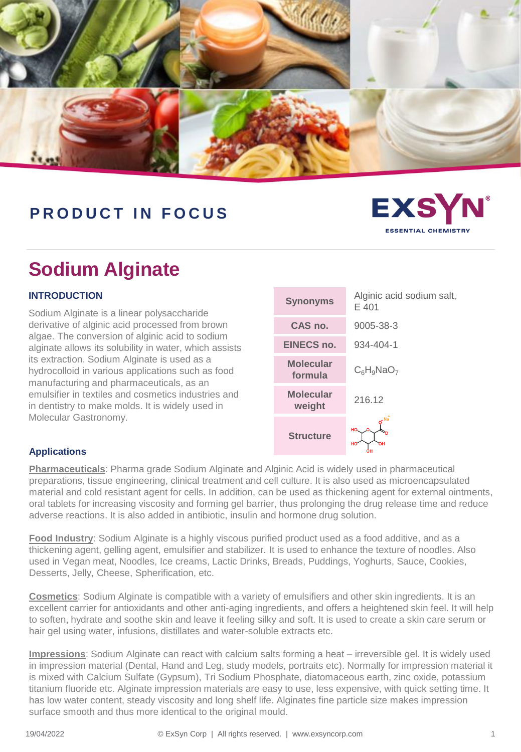PRODUCT IN FOCUS

EXSYN
ESSENTIAL CHEMISTRY

# Sodium Alginate

## INTRODUCTION

Sodium Alginate is a linear polysaccharide derivative of alginic acid processed from brown algae. The conversion of alginic acid to sodium alginate allows its solubility in water, which assists its extraction. Sodium Alginate is used as a hydrocolloid in various applications such as food manufacturing and pharmaceuticals, as an emulsifier in textiles and cosmetics industries and in dentistry to make molds. It is widely used in Molecular Gastronomy.

| | |
|---|---|
| **Synonyms** | Alginic acid sodium salt, E 401 |
| **CAS no.** | 9005-38-3 |
| **EINECS no.** | 934-404-1 |
| **Molecular formula** | $C_6H_9NaO_7$ |
| **Molecular weight** | 216.12 |
| **Structure** | |

## Applications

**Pharmaceuticals**: Pharma grade Sodium Alginate and Alginic Acid is widely used in pharmaceutical preparations, tissue engineering, clinical treatment and cell culture. It is also used as microencapsulated material and cold resistant agent for cells. In addition, can be used as thickening agent for external ointments, oral tablets for increasing viscosity and forming gel barrier, thus prolonging the drug release time and reduce adverse reactions. It is also added in antibiotic, insulin and hormone drug solution.

**Food Industry**: Sodium Alginate is a highly viscous purified product used as a food additive, and as a thickening agent, gelling agent, emulsifier and stabilizer. It is used to enhance the texture of noodles. Also used in Vegan meat, Noodles, Ice creams, Lactic Drinks, Breads, Puddings, Yoghurts, Sauce, Cookies, Desserts, Jelly, Cheese, Spherification, etc.

**Cosmetics**: Sodium Alginate is compatible with a variety of emulsifiers and other skin ingredients. It is an excellent carrier for antioxidants and other anti-aging ingredients, and offers a heightened skin feel. It will help to soften, hydrate and soothe skin and leave it feeling silky and soft. It is used to create a skin care serum or hair gel using water, infusions, distillates and water-soluble extracts etc.

**Impressions**: Sodium Alginate can react with calcium salts forming a heat – irreversible gel. It is widely used in impression material (Dental, Hand and Leg, study models, portraits etc). Normally for impression material it is mixed with Calcium Sulfate (Gypsum), Tri Sodium Phosphate, diatomaceous earth, zinc oxide, potassium titanium fluoride etc. Alginate impression materials are easy to use, less expensive, with quick setting time. It has low water content, steady viscosity and long shelf life. Alginates fine particle size makes impression surface smooth and thus more identical to the original mould.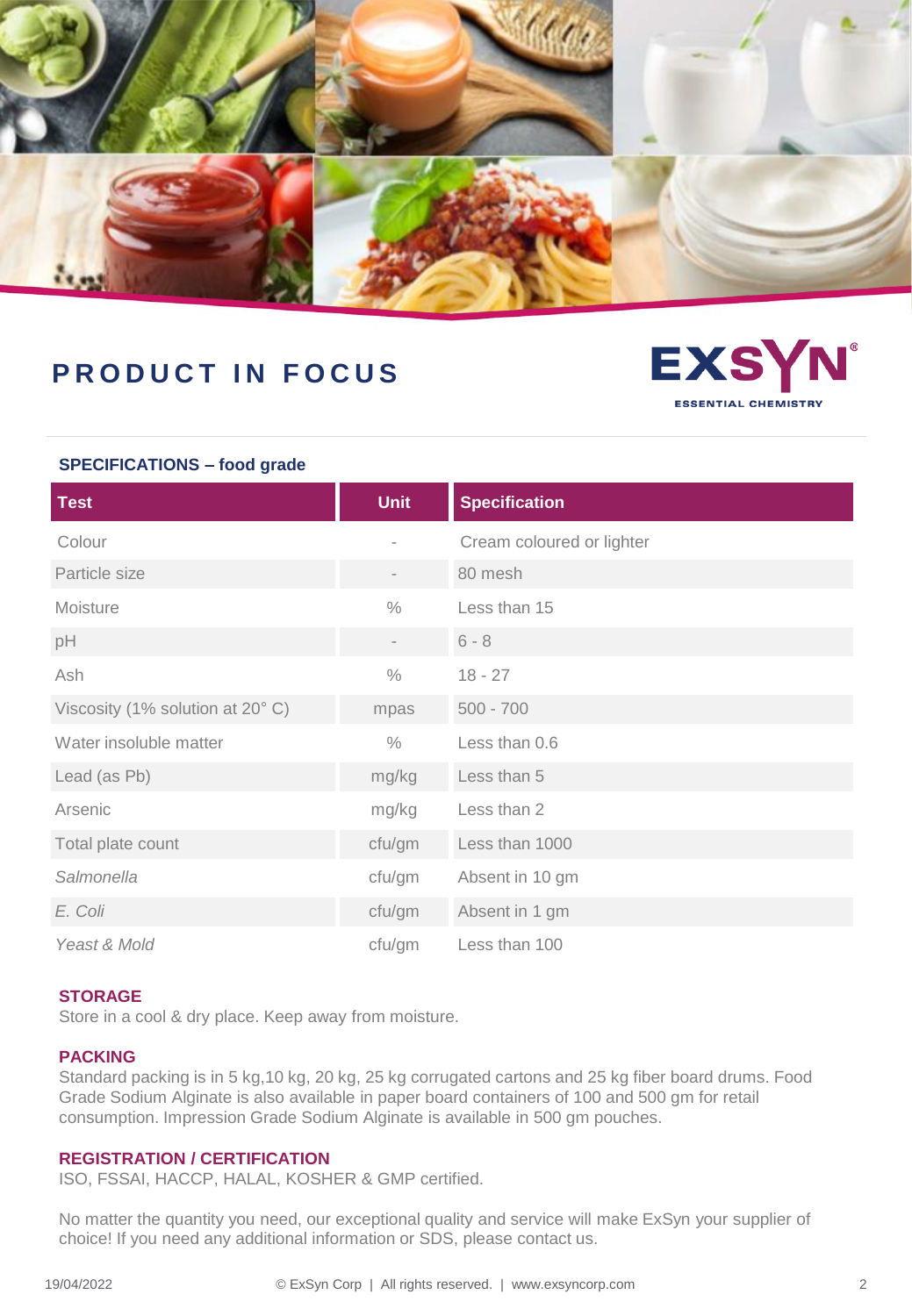# PRODUCT IN FOCUS

EXSYN ESSENTIAL CHEMISTRY

### SPECIFICATIONS – food grade

| Test | Unit | Specification |
|---|---|---|
| Colour | - | Cream coloured or lighter |
| Particle size | - | 80 mesh |
| Moisture | % | Less than 15 |
| pH | - | 6 - 8 |
| Ash | % | 18 - 27 |
| Viscosity (1% solution at 20° C) | mpas | 500 - 700 |
| Water insoluble matter | % | Less than 0.6 |
| Lead (as Pb) | mg/kg | Less than 5 |
| Arsenic | mg/kg | Less than 2 |
| Total plate count | cfu/gm | Less than 1000 |
| *Salmonella* | cfu/gm | Absent in 10 gm |
| *E. Coli* | cfu/gm | Absent in 1 gm |
| *Yeast & Mold* | cfu/gm | Less than 100 |

### STORAGE

Store in a cool & dry place. Keep away from moisture.

### PACKING

Standard packing is in 5 kg,10 kg, 20 kg, 25 kg corrugated cartons and 25 kg fiber board drums. Food Grade Sodium Alginate is also available in paper board containers of 100 and 500 gm for retail consumption. Impression Grade Sodium Alginate is available in 500 gm pouches.

### REGISTRATION / CERTIFICATION

ISO, FSSAI, HACCP, HALAL, KOSHER & GMP certified.

No matter the quantity you need, our exceptional quality and service will make ExSyn your supplier of choice! If you need any additional information or SDS, please contact us.